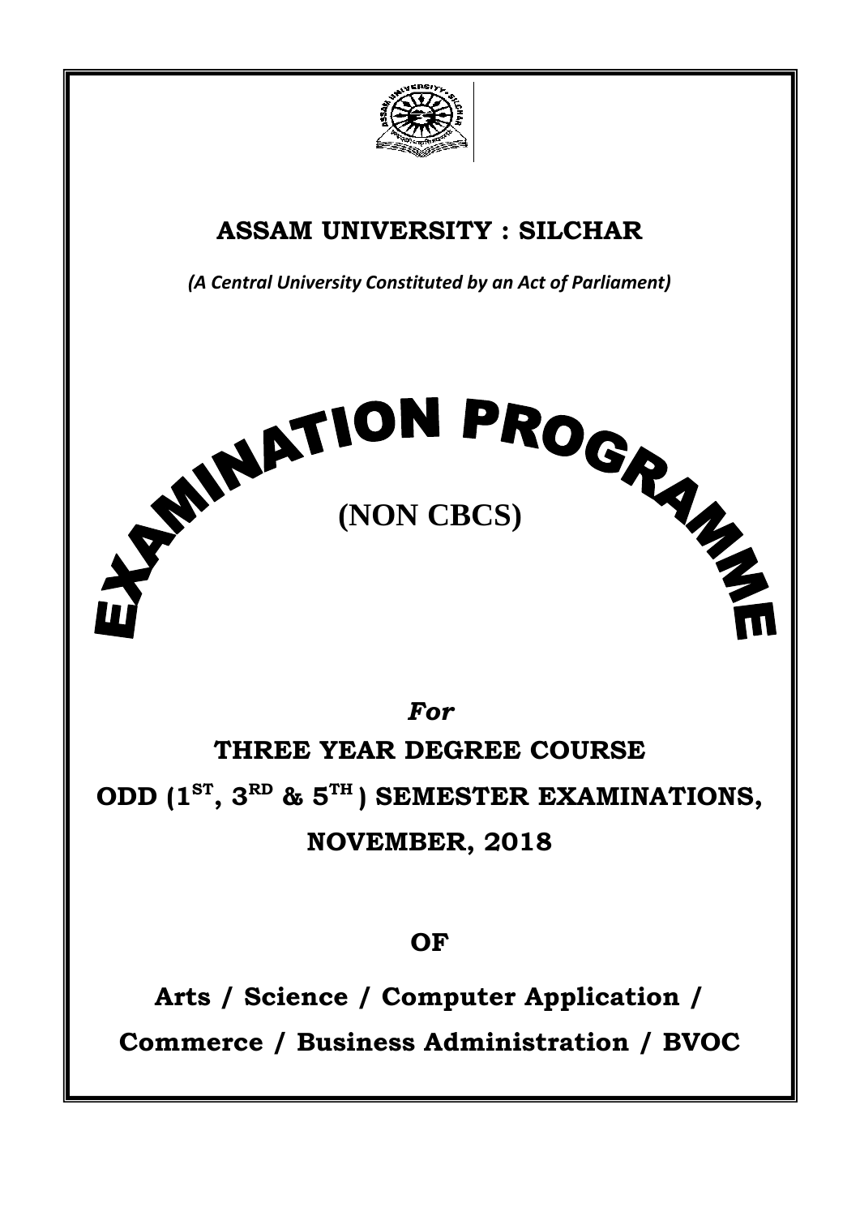# ASSAM UNIVERSITY : SILCHAR

*(A Central University Constituted by an Act of Parliament)*

# EXAMINATION PROGRAMME

## (NON CBCS)

*For*

## THREE YEAR DEGREE COURSE

## ODD ($1^{ST}$, $3^{RD}$ & $5^{TH}$) SEMESTER EXAMINATIONS, NOVEMBER, 2018

**OF**

**Arts / Science / Computer Application / Commerce / Business Administration / BVOC**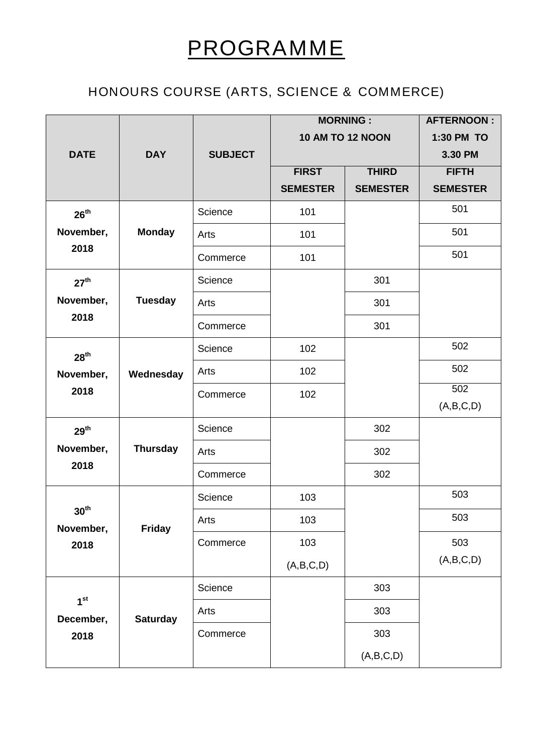# PROGRAMME

## HONOURS COURSE (ARTS, SCIENCE & COMMERCE)

| DATE | DAY | SUBJECT | MORNING : 10 AM TO 12 NOON | | AFTERNOON : 1:30 PM TO 3.30 PM |
|---|---|---|---|---|---|
| | | | FIRST SEMESTER | THIRD SEMESTER | FIFTH SEMESTER |
| 26th November, 2018 | Monday | Science | 101 | | 501 |
| | | Arts | 101 | | 501 |
| | | Commerce | 101 | | 501 |
| 27th November, 2018 | Tuesday | Science | | 301 | |
| | | Arts | | 301 | |
| | | Commerce | | 301 | |
| 28th November, 2018 | Wednesday | Science | 102 | | 502 |
| | | Arts | 102 | | 502 |
| | | Commerce | 102 | | 502 (A,B,C,D) |
| 29th November, 2018 | Thursday | Science | | 302 | |
| | | Arts | | 302 | |
| | | Commerce | | 302 | |
| 30th November, 2018 | Friday | Science | 103 | | 503 |
| | | Arts | 103 | | 503 |
| | | Commerce | 103 (A,B,C,D) | | 503 (A,B,C,D) |
| 1st December, 2018 | Saturday | Science | | 303 | |
| | | Arts | | 303 | |
| | | Commerce | | 303 (A,B,C,D) | |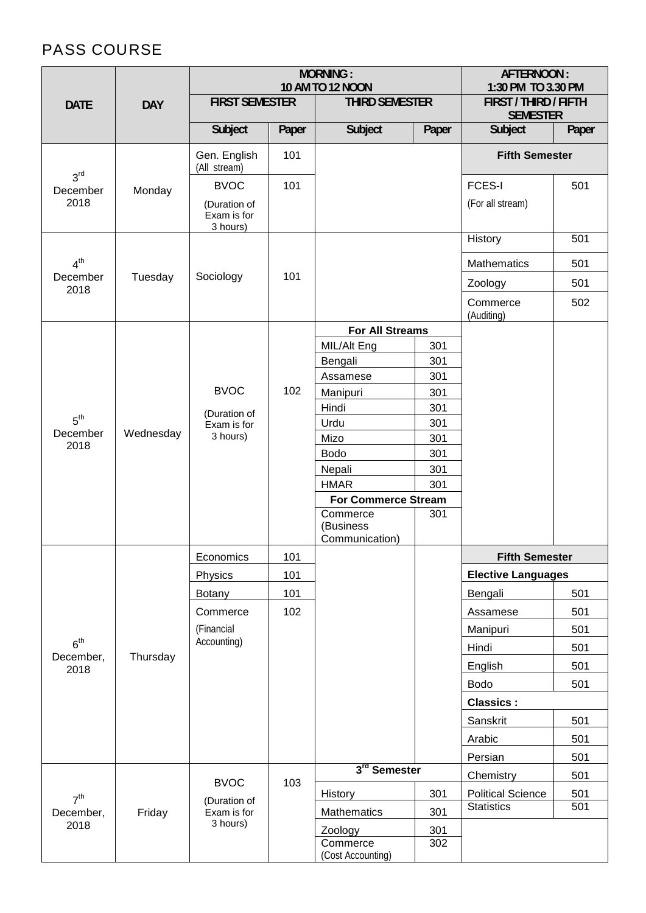## PASS COURSE

| DATE | DAY | MORNING : 10 AM TO 12 NOON | | | | AFTERNOON : 1:30 PM TO 3.30 PM | |
|---|---|---|---|---|---|---|---|
| | | FIRST SEMESTER | | THIRD SEMESTER | | FIRST / THIRD / FIFTH SEMESTER | |
| | | Subject | Paper | Subject | Paper | Subject | Paper |
| 3rd December 2018 | Monday | Gen. English (All stream) | 101 | | | **Fifth Semester** | |
| | | BVOC (Duration of Exam is for 3 hours) | 101 | | | FCES-I (For all stream) | 501 |
| 4th December 2018 | Tuesday | Sociology | 101 | | | History | 501 |
| | | | | | | Mathematics | 501 |
| | | | | | | Zoology | 501 |
| | | | | | | Commerce (Auditing) | 502 |
| 5th December 2018 | Wednesday | BVOC (Duration of Exam is for 3 hours) | 102 | **For All Streams** | | | |
| | | | | MIL/Alt Eng | 301 | | |
| | | | | Bengali | 301 | | |
| | | | | Assamese | 301 | | |
| | | | | Manipuri | 301 | | |
| | | | | Hindi | 301 | | |
| | | | | Urdu | 301 | | |
| | | | | Mizo | 301 | | |
| | | | | Bodo | 301 | | |
| | | | | Nepali | 301 | | |
| | | | | HMAR | 301 | | |
| | | | | **For Commerce Stream** | | | |
| | | | | Commerce (Business Communication) | 301 | | |
| 6th December, 2018 | Thursday | Economics | 101 | | | **Fifth Semester** | |
| | | Physics | 101 | | | **Elective Languages** | |
| | | Botany | 101 | | | Bengali | 501 |
| | | Commerce (Financial Accounting) | 102 | | | Assamese | 501 |
| | | | | | | Manipuri | 501 |
| | | | | | | Hindi | 501 |
| | | | | | | English | 501 |
| | | | | | | Bodo | 501 |
| | | | | | | **Classics :** | |
| | | | | | | Sanskrit | 501 |
| | | | | | | Arabic | 501 |
| | | | | | | Persian | 501 |
| 7th December, 2018 | Friday | BVOC (Duration of Exam is for 3 hours) | 103 | **3rd Semester** | | Chemistry | 501 |
| | | | | History | 301 | Political Science | 501 |
| | | | | Mathematics | 301 | Statistics | 501 |
| | | | | Zoology | 301 | | |
| | | | | Commerce (Cost Accounting) | 302 | | |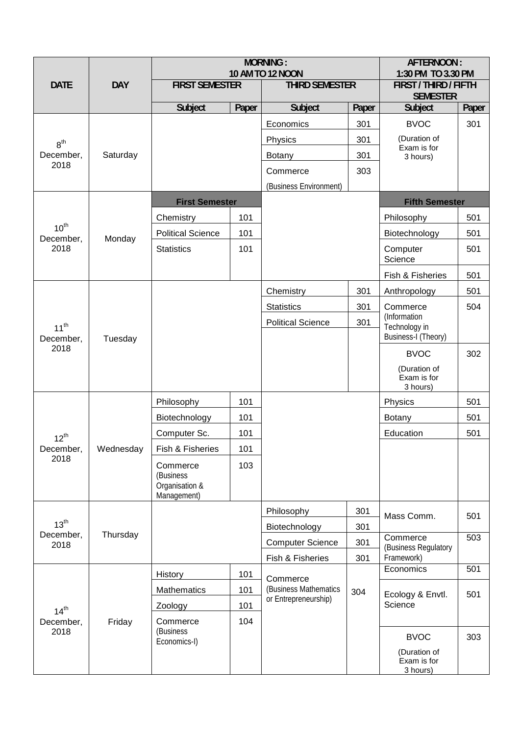| DATE | DAY | MORNING : 10 AM TO 12 NOON | | | | AFTERNOON : 1:30 PM TO 3.30 PM | |
|---|---|---|---|---|---|---|---|
| | | FIRST SEMESTER | | THIRD SEMESTER | | FIRST / THIRD / FIFTH SEMESTER | |
| | | Subject | Paper | Subject | Paper | Subject | Paper |
| 8th December, 2018 | Saturday | | | Economics | 301 | BVOC (Duration of Exam is for 3 hours) | 301 |
| | | | | Physics | 301 | | |
| | | | | Botany | 301 | | |
| | | | | Commerce (Business Environment) | 303 | | |
| 10th December, 2018 | Monday | First Semester | | | | Fifth Semester | |
| | | Chemistry | 101 | | | Philosophy | 501 |
| | | Political Science | 101 | | | Biotechnology | 501 |
| | | Statistics | 101 | | | Computer Science | 501 |
| | | | | | | Fish & Fisheries | 501 |
| 11th December, 2018 | Tuesday | | | Chemistry | 301 | Anthropology | 501 |
| | | | | Statistics | 301 | Commerce (Information Technology in Business-I (Theory) | 504 |
| | | | | Political Science | 301 | | |
| | | | | | | BVOC (Duration of Exam is for 3 hours) | 302 |
| 12th December, 2018 | Wednesday | Philosophy | 101 | | | Physics | 501 |
| | | Biotechnology | 101 | | | Botany | 501 |
| | | Computer Sc. | 101 | | | Education | 501 |
| | | Fish & Fisheries | 101 | | | | |
| | | Commerce (Business Organisation & Management) | 103 | | | | |
| 13th December, 2018 | Thursday | | | Philosophy | 301 | Mass Comm. | 501 |
| | | | | Biotechnology | 301 | | |
| | | | | Computer Science | 301 | Commerce (Business Regulatory Framework) | 503 |
| | | | | Fish & Fisheries | 301 | | |
| 14th December, 2018 | Friday | History | 101 | Commerce (Business Mathematics or Entrepreneurship) | 304 | Economics | 501 |
| | | Mathematics | 101 | | | Ecology & Envtl. Science | 501 |
| | | Zoology | 101 | | | | |
| | | Commerce (Business Economics-I) | 104 | | | BVOC (Duration of Exam is for 3 hours) | 303 |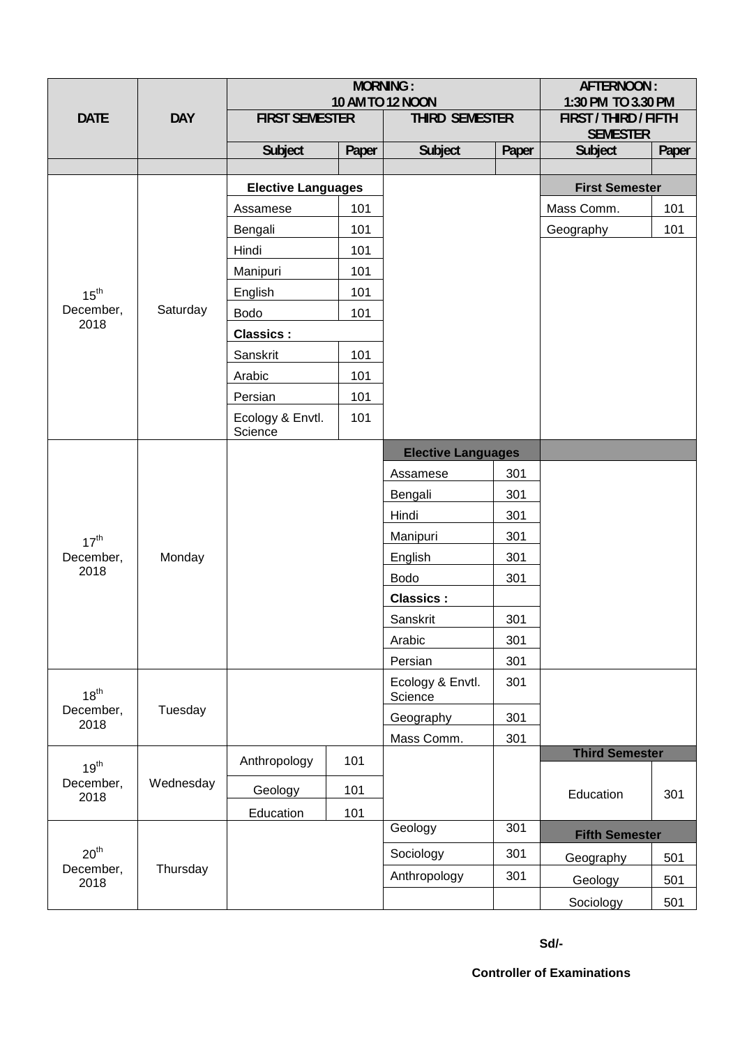| DATE | DAY | MORNING : 10 AM TO 12 NOON | | | | AFTERNOON : 1:30 PM TO 3.30 PM | |
|---|---|---|---|---|---|---|---|
| | | FIRST SEMESTER | | THIRD SEMESTER | | FIRST / THIRD / FIFTH SEMESTER | |
| | | Subject | Paper | Subject | Paper | Subject | Paper |
| 15th December, 2018 | Saturday | **Elective Languages** | | | | **First Semester** | |
| | | Assamese | 101 | | | Mass Comm. | 101 |
| | | Bengali | 101 | | | Geography | 101 |
| | | Hindi | 101 | | | | |
| | | Manipuri | 101 | | | | |
| | | English | 101 | | | | |
| | | Bodo | 101 | | | | |
| | | **Classics :** | | | | | |
| | | Sanskrit | 101 | | | | |
| | | Arabic | 101 | | | | |
| | | Persian | 101 | | | | |
| | | Ecology & Envtl. Science | 101 | | | | |
| 17th December, 2018 | Monday | | | **Elective Languages** | | | |
| | | | | Assamese | 301 | | |
| | | | | Bengali | 301 | | |
| | | | | Hindi | 301 | | |
| | | | | Manipuri | 301 | | |
| | | | | English | 301 | | |
| | | | | Bodo | 301 | | |
| | | | | **Classics :** | | | |
| | | | | Sanskrit | 301 | | |
| | | | | Arabic | 301 | | |
| | | | | Persian | 301 | | |
| 18th December, 2018 | Tuesday | | | Ecology & Envtl. Science | 301 | | |
| | | | | Geography | 301 | | |
| | | | | Mass Comm. | 301 | | |
| 19th December, 2018 | Wednesday | Anthropology | 101 | | | **Third Semester** | |
| | | Geology | 101 | | | Education | 301 |
| | | Education | 101 | | | | |
| 20th December, 2018 | Thursday | | | Geology | 301 | **Fifth Semester** | |
| | | | | Sociology | 301 | Geography | 501 |
| | | | | Anthropology | 301 | Geology | 501 |
| | | | | | | Sociology | 501 |

**Sd/-**

**Controller of Examinations**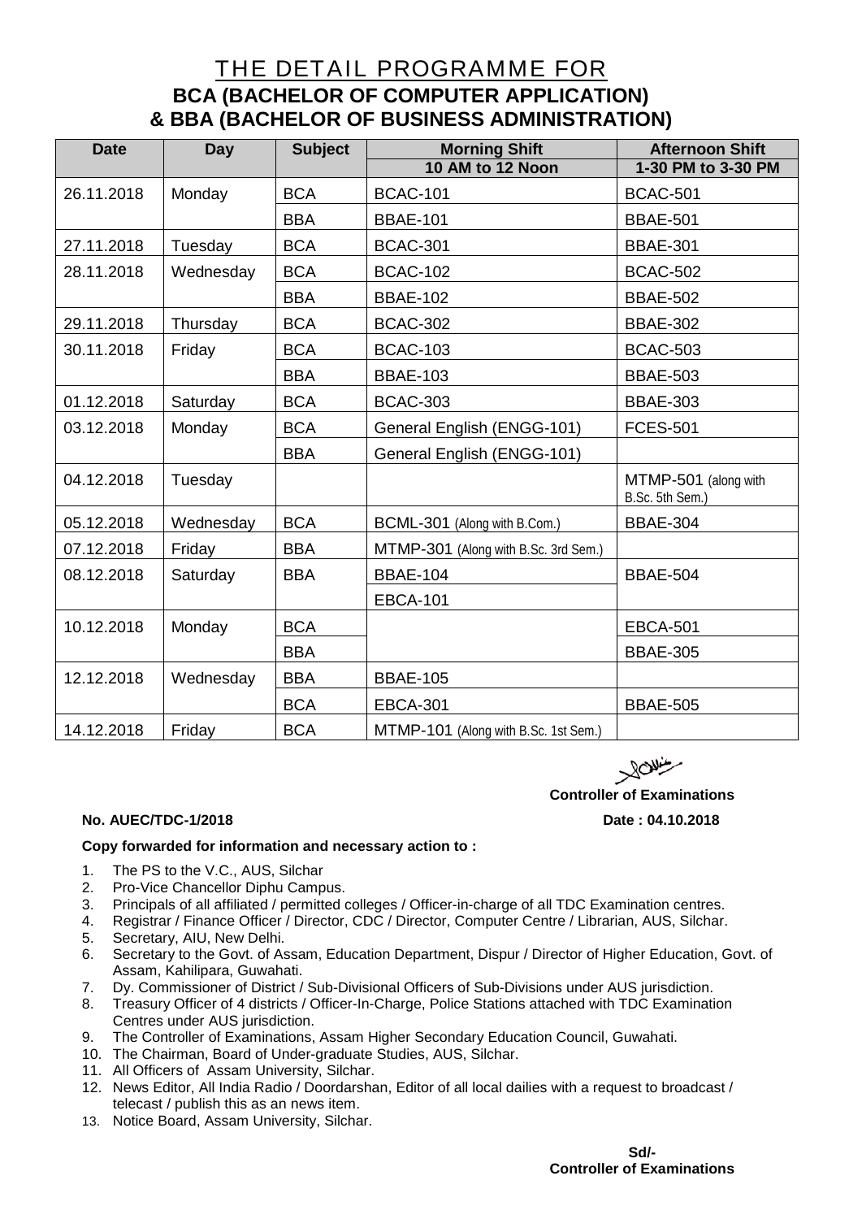# THE DETAIL PROGRAMME FOR
## BCA (BACHELOR OF COMPUTER APPLICATION) & BBA (BACHELOR OF BUSINESS ADMINISTRATION)

| Date | Day | Subject | Morning Shift | Afternoon Shift |
|---|---|---|---|---|
| | | | 10 AM to 12 Noon | 1-30 PM to 3-30 PM |
| 26.11.2018 | Monday | BCA | BCAC-101 | BCAC-501 |
| | | BBA | BBAE-101 | BBAE-501 |
| 27.11.2018 | Tuesday | BCA | BCAC-301 | BBAE-301 |
| 28.11.2018 | Wednesday | BCA | BCAC-102 | BCAC-502 |
| | | BBA | BBAE-102 | BBAE-502 |
| 29.11.2018 | Thursday | BCA | BCAC-302 | BBAE-302 |
| 30.11.2018 | Friday | BCA | BCAC-103 | BCAC-503 |
| | | BBA | BBAE-103 | BBAE-503 |
| 01.12.2018 | Saturday | BCA | BCAC-303 | BBAE-303 |
| 03.12.2018 | Monday | BCA | General English (ENGG-101) | FCES-501 |
| | | BBA | General English (ENGG-101) | |
| 04.12.2018 | Tuesday | | | MTMP-501 (along with B.Sc. 5th Sem.) |
| 05.12.2018 | Wednesday | BCA | BCML-301 (Along with B.Com.) | BBAE-304 |
| 07.12.2018 | Friday | BBA | MTMP-301 (Along with B.Sc. 3rd Sem.) | |
| 08.12.2018 | Saturday | BBA | BBAE-104 | BBAE-504 |
| | | | EBCA-101 | |
| 10.12.2018 | Monday | BCA | | EBCA-501 |
| | | BBA | | BBAE-305 |
| 12.12.2018 | Wednesday | BBA | BBAE-105 | |
| | | BCA | EBCA-301 | BBAE-505 |
| 14.12.2018 | Friday | BCA | MTMP-101 (Along with B.Sc. 1st Sem.) | |

**Controller of Examinations**

**No. AUEC/TDC-1/2018** **Date : 04.10.2018**

**Copy forwarded for information and necessary action to :**

1. The PS to the V.C., AUS, Silchar
2. Pro-Vice Chancellor Diphu Campus.
3. Principals of all affiliated / permitted colleges / Officer-in-charge of all TDC Examination centres.
4. Registrar / Finance Officer / Director, CDC / Director, Computer Centre / Librarian, AUS, Silchar.
5. Secretary, AIU, New Delhi.
6. Secretary to the Govt. of Assam, Education Department, Dispur / Director of Higher Education, Govt. of Assam, Kahilipara, Guwahati.
7. Dy. Commissioner of District / Sub-Divisional Officers of Sub-Divisions under AUS jurisdiction.
8. Treasury Officer of 4 districts / Officer-In-Charge, Police Stations attached with TDC Examination Centres under AUS jurisdiction.
9. The Controller of Examinations, Assam Higher Secondary Education Council, Guwahati.
10. The Chairman, Board of Under-graduate Studies, AUS, Silchar.
11. All Officers of Assam University, Silchar.
12. News Editor, All India Radio / Doordarshan, Editor of all local dailies with a request to broadcast / telecast / publish this as an news item.
13. Notice Board, Assam University, Silchar.

**Sd/-**
**Controller of Examinations**